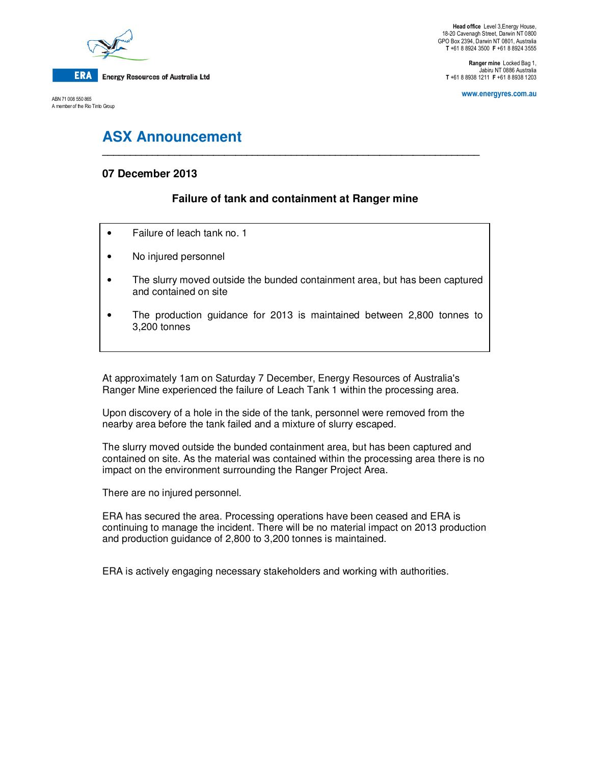**ERA** Energy Resources of Australia Ltd

ABN 71 008 550 865
A member of the Rio Tinto Group

**Head office** Level 3,Energy House,
18-20 Cavenagh Street, Darwin NT 0800
GPO Box 2394, Darwin NT 0801, Australia
**T** +61 8 8924 3500 **F** +61 8 8924 3555

**Ranger mine** Locked Bag 1,
Jabiru NT 0886 Australia
**T** +61 8 8938 1211 **F** +61 8 8938 1203

www.energyres.com.au

# ASX Announcement

**07 December 2013**

## Failure of tank and containment at Ranger mine

- Failure of leach tank no. 1
- No injured personnel
- The slurry moved outside the bunded containment area, but has been captured and contained on site
- The production guidance for 2013 is maintained between 2,800 tonnes to 3,200 tonnes

At approximately 1am on Saturday 7 December, Energy Resources of Australia's Ranger Mine experienced the failure of Leach Tank 1 within the processing area.

Upon discovery of a hole in the side of the tank, personnel were removed from the nearby area before the tank failed and a mixture of slurry escaped.

The slurry moved outside the bunded containment area, but has been captured and contained on site. As the material was contained within the processing area there is no impact on the environment surrounding the Ranger Project Area.

There are no injured personnel.

ERA has secured the area. Processing operations have been ceased and ERA is continuing to manage the incident. There will be no material impact on 2013 production and production guidance of 2,800 to 3,200 tonnes is maintained.

ERA is actively engaging necessary stakeholders and working with authorities.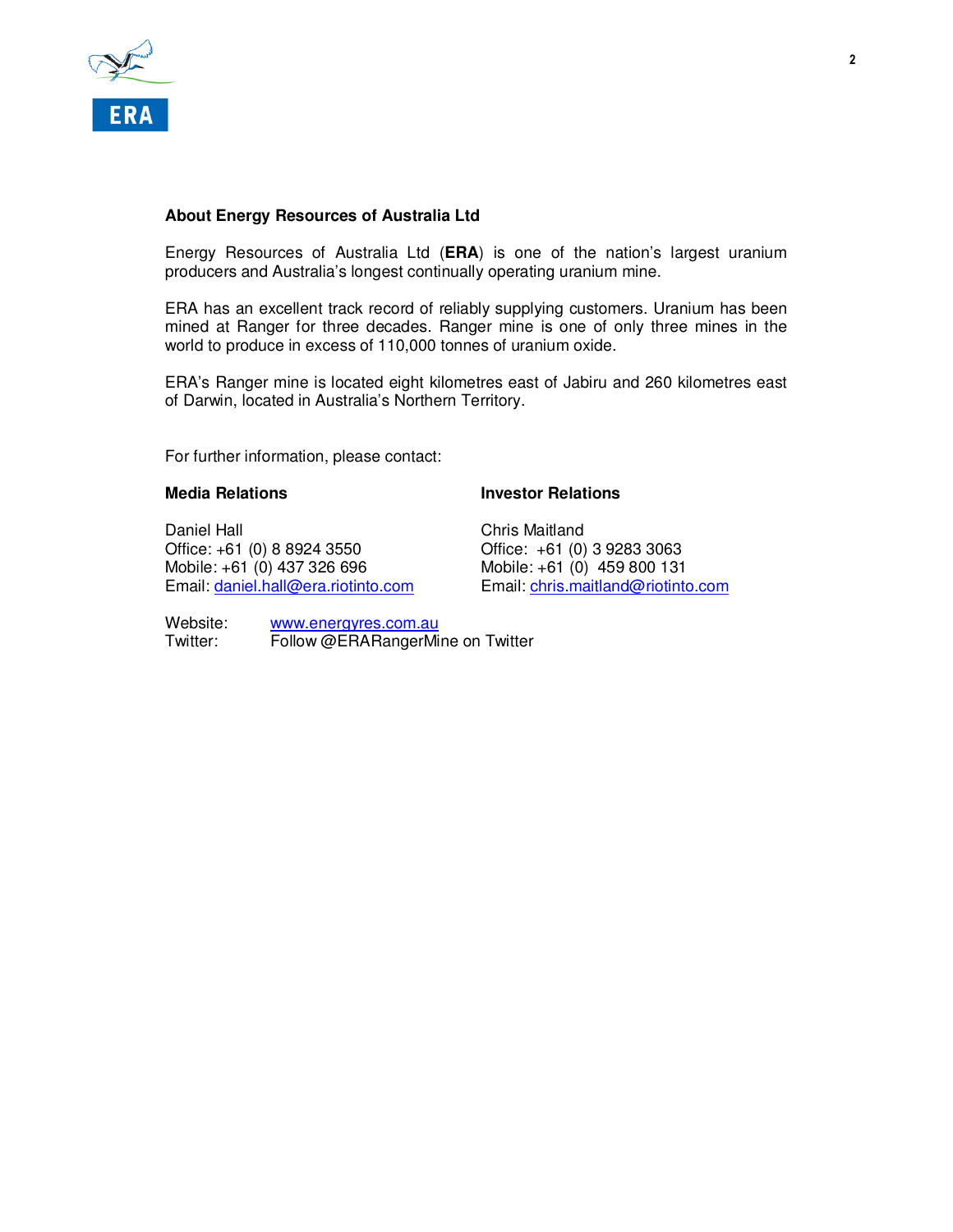## About Energy Resources of Australia Ltd

Energy Resources of Australia Ltd (**ERA**) is one of the nation's largest uranium producers and Australia's longest continually operating uranium mine.

ERA has an excellent track record of reliably supplying customers. Uranium has been mined at Ranger for three decades. Ranger mine is one of only three mines in the world to produce in excess of 110,000 tonnes of uranium oxide.

ERA's Ranger mine is located eight kilometres east of Jabiru and 260 kilometres east of Darwin, located in Australia's Northern Territory.

For further information, please contact:

**Media Relations**

Daniel Hall
Office: +61 (0) 8 8924 3550
Mobile: +61 (0) 437 326 696
Email: daniel.hall@era.riotinto.com

**Investor Relations**

Chris Maitland
Office: +61 (0) 3 9283 3063
Mobile: +61 (0) 459 800 131
Email: chris.maitland@riotinto.com

Website: www.energyres.com.au
Twitter: Follow @ERARangerMine on Twitter